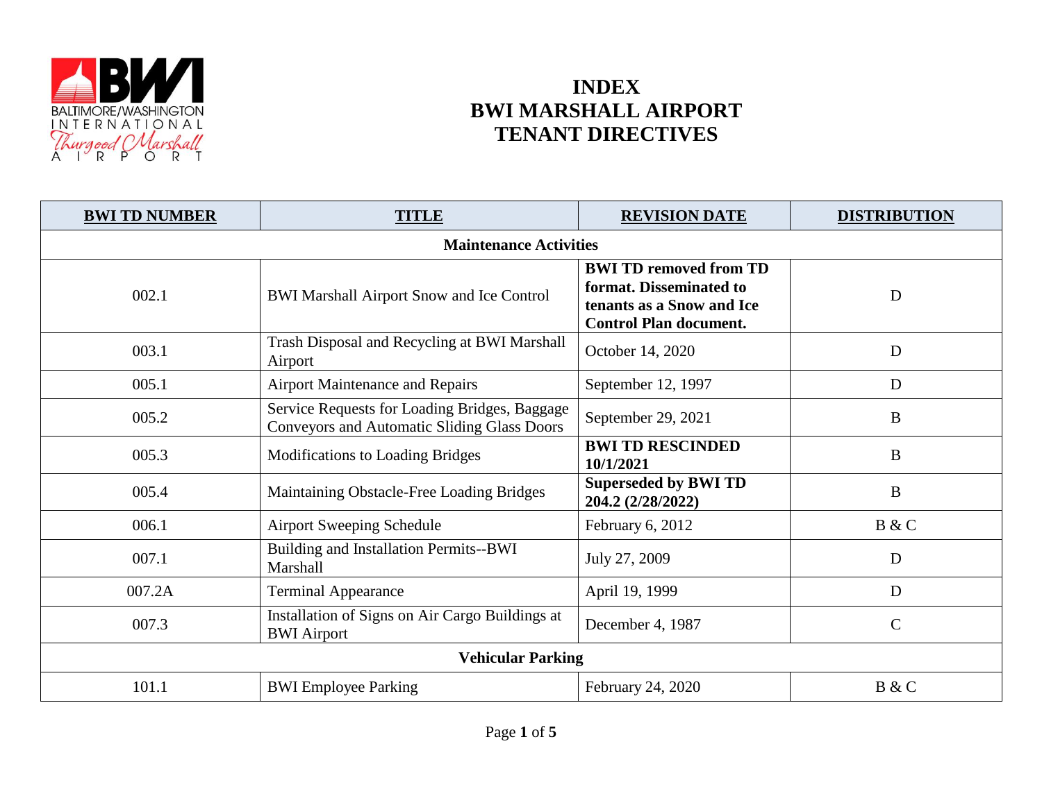# INDEX
# BWI MARSHALL AIRPORT
# TENANT DIRECTIVES

| BWI TD NUMBER | TITLE | REVISION DATE | DISTRIBUTION |
|---|---|---|---|
| **Maintenance Activities** | | | |
| 002.1 | BWI Marshall Airport Snow and Ice Control | **BWI TD removed from TD format. Disseminated to tenants as a Snow and Ice Control Plan document.** | D |
| 003.1 | Trash Disposal and Recycling at BWI Marshall Airport | October 14, 2020 | D |
| 005.1 | Airport Maintenance and Repairs | September 12, 1997 | D |
| 005.2 | Service Requests for Loading Bridges, Baggage Conveyors and Automatic Sliding Glass Doors | September 29, 2021 | B |
| 005.3 | Modifications to Loading Bridges | **BWI TD RESCINDED 10/1/2021** | B |
| 005.4 | Maintaining Obstacle-Free Loading Bridges | **Superseded by BWI TD 204.2 (2/28/2022)** | B |
| 006.1 | Airport Sweeping Schedule | February 6, 2012 | B & C |
| 007.1 | Building and Installation Permits--BWI Marshall | July 27, 2009 | D |
| 007.2A | Terminal Appearance | April 19, 1999 | D |
| 007.3 | Installation of Signs on Air Cargo Buildings at BWI Airport | December 4, 1987 | C |
| **Vehicular Parking** | | | |
| 101.1 | BWI Employee Parking | February 24, 2020 | B & C |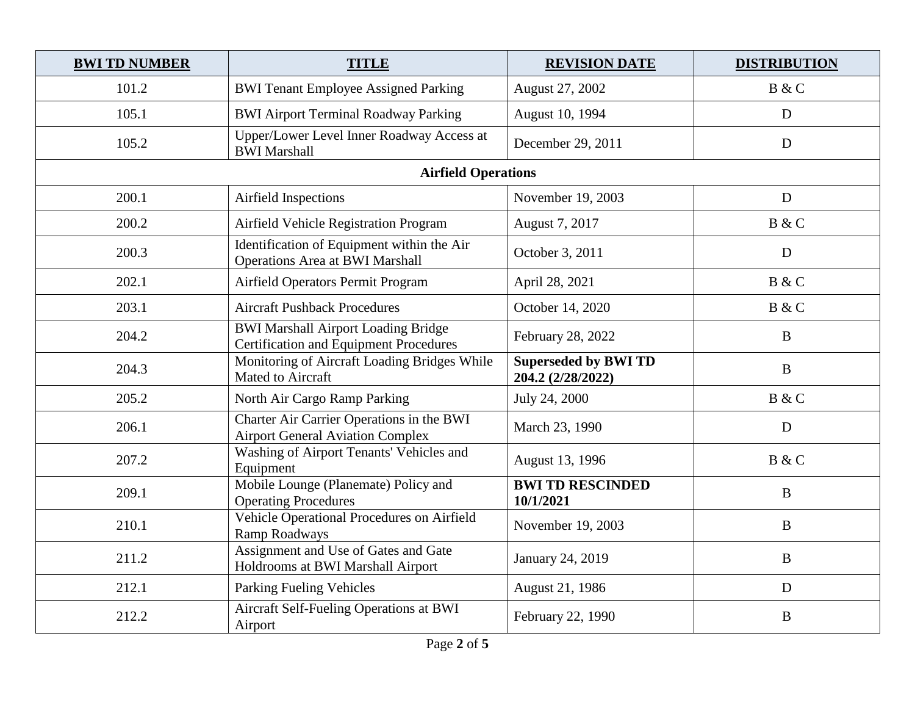| BWI TD NUMBER | TITLE | REVISION DATE | DISTRIBUTION |
|---|---|---|---|
| 101.2 | BWI Tenant Employee Assigned Parking | August 27, 2002 | B & C |
| 105.1 | BWI Airport Terminal Roadway Parking | August 10, 1994 | D |
| 105.2 | Upper/Lower Level Inner Roadway Access at BWI Marshall | December 29, 2011 | D |
| **Airfield Operations** | | | |
| 200.1 | Airfield Inspections | November 19, 2003 | D |
| 200.2 | Airfield Vehicle Registration Program | August 7, 2017 | B & C |
| 200.3 | Identification of Equipment within the Air Operations Area at BWI Marshall | October 3, 2011 | D |
| 202.1 | Airfield Operators Permit Program | April 28, 2021 | B & C |
| 203.1 | Aircraft Pushback Procedures | October 14, 2020 | B & C |
| 204.2 | BWI Marshall Airport Loading Bridge Certification and Equipment Procedures | February 28, 2022 | B |
| 204.3 | Monitoring of Aircraft Loading Bridges While Mated to Aircraft | **Superseded by BWI TD 204.2 (2/28/2022)** | B |
| 205.2 | North Air Cargo Ramp Parking | July 24, 2000 | B & C |
| 206.1 | Charter Air Carrier Operations in the BWI Airport General Aviation Complex | March 23, 1990 | D |
| 207.2 | Washing of Airport Tenants' Vehicles and Equipment | August 13, 1996 | B & C |
| 209.1 | Mobile Lounge (Planemate) Policy and Operating Procedures | **BWI TD RESCINDED 10/1/2021** | B |
| 210.1 | Vehicle Operational Procedures on Airfield Ramp Roadways | November 19, 2003 | B |
| 211.2 | Assignment and Use of Gates and Gate Holdrooms at BWI Marshall Airport | January 24, 2019 | B |
| 212.1 | Parking Fueling Vehicles | August 21, 1986 | D |
| 212.2 | Aircraft Self-Fueling Operations at BWI Airport | February 22, 1990 | B |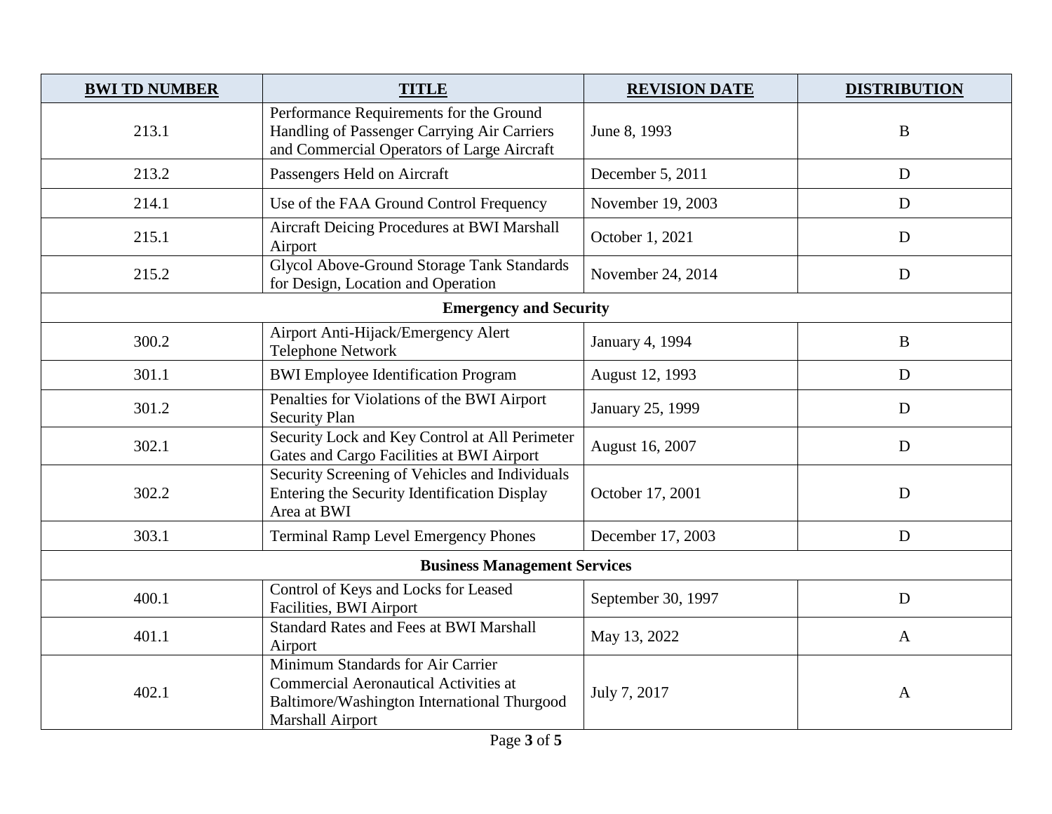| BWI TD NUMBER | TITLE | REVISION DATE | DISTRIBUTION |
|---|---|---|---|
| 213.1 | Performance Requirements for the Ground Handling of Passenger Carrying Air Carriers and Commercial Operators of Large Aircraft | June 8, 1993 | B |
| 213.2 | Passengers Held on Aircraft | December 5, 2011 | D |
| 214.1 | Use of the FAA Ground Control Frequency | November 19, 2003 | D |
| 215.1 | Aircraft Deicing Procedures at BWI Marshall Airport | October 1, 2021 | D |
| 215.2 | Glycol Above-Ground Storage Tank Standards for Design, Location and Operation | November 24, 2014 | D |
| **Emergency and Security** | | | |
| 300.2 | Airport Anti-Hijack/Emergency Alert Telephone Network | January 4, 1994 | B |
| 301.1 | BWI Employee Identification Program | August 12, 1993 | D |
| 301.2 | Penalties for Violations of the BWI Airport Security Plan | January 25, 1999 | D |
| 302.1 | Security Lock and Key Control at All Perimeter Gates and Cargo Facilities at BWI Airport | August 16, 2007 | D |
| 302.2 | Security Screening of Vehicles and Individuals Entering the Security Identification Display Area at BWI | October 17, 2001 | D |
| 303.1 | Terminal Ramp Level Emergency Phones | December 17, 2003 | D |
| **Business Management Services** | | | |
| 400.1 | Control of Keys and Locks for Leased Facilities, BWI Airport | September 30, 1997 | D |
| 401.1 | Standard Rates and Fees at BWI Marshall Airport | May 13, 2022 | A |
| 402.1 | Minimum Standards for Air Carrier Commercial Aeronautical Activities at Baltimore/Washington International Thurgood Marshall Airport | July 7, 2017 | A |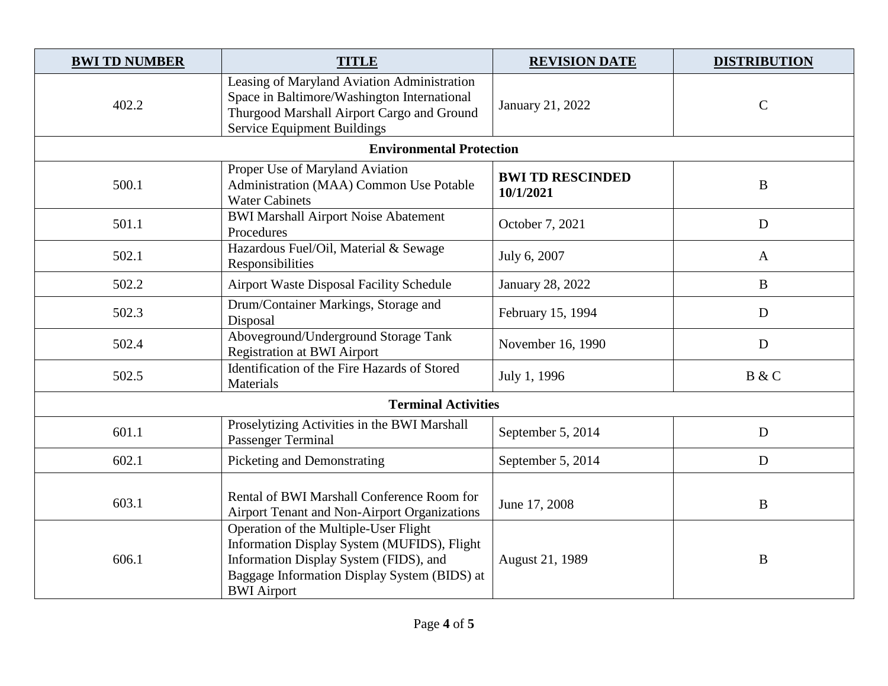| BWI TD NUMBER | TITLE | REVISION DATE | DISTRIBUTION |
|---|---|---|---|
| 402.2 | Leasing of Maryland Aviation Administration Space in Baltimore/Washington International Thurgood Marshall Airport Cargo and Ground Service Equipment Buildings | January 21, 2022 | C |
| **Environmental Protection** | | | |
| 500.1 | Proper Use of Maryland Aviation Administration (MAA) Common Use Potable Water Cabinets | **BWI TD RESCINDED 10/1/2021** | B |
| 501.1 | BWI Marshall Airport Noise Abatement Procedures | October 7, 2021 | D |
| 502.1 | Hazardous Fuel/Oil, Material & Sewage Responsibilities | July 6, 2007 | A |
| 502.2 | Airport Waste Disposal Facility Schedule | January 28, 2022 | B |
| 502.3 | Drum/Container Markings, Storage and Disposal | February 15, 1994 | D |
| 502.4 | Aboveground/Underground Storage Tank Registration at BWI Airport | November 16, 1990 | D |
| 502.5 | Identification of the Fire Hazards of Stored Materials | July 1, 1996 | B & C |
| **Terminal Activities** | | | |
| 601.1 | Proselytizing Activities in the BWI Marshall Passenger Terminal | September 5, 2014 | D |
| 602.1 | Picketing and Demonstrating | September 5, 2014 | D |
| 603.1 | Rental of BWI Marshall Conference Room for Airport Tenant and Non-Airport Organizations | June 17, 2008 | B |
| 606.1 | Operation of the Multiple-User Flight Information Display System (MUFIDS), Flight Information Display System (FIDS), and Baggage Information Display System (BIDS) at BWI Airport | August 21, 1989 | B |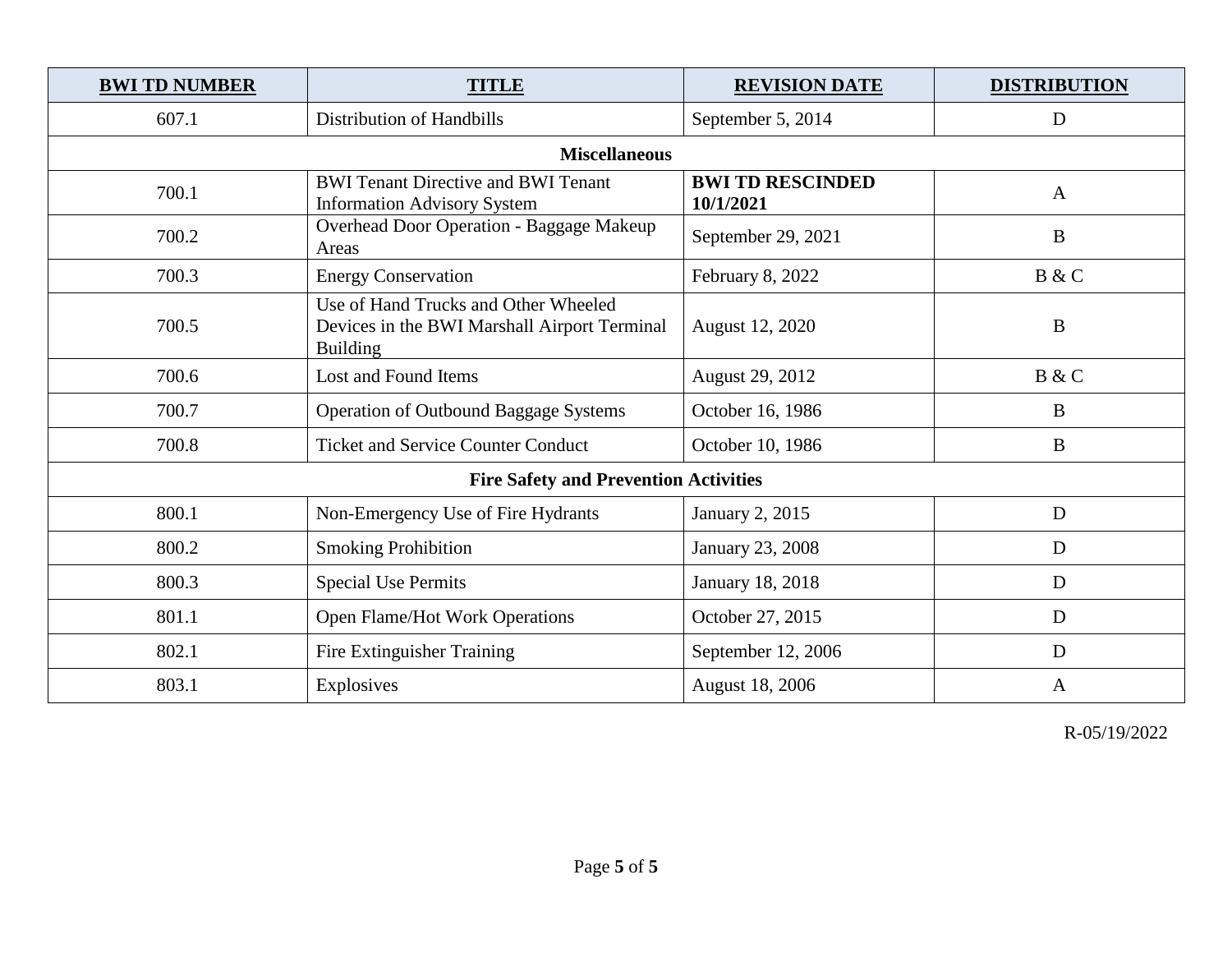| BWI TD NUMBER | TITLE | REVISION DATE | DISTRIBUTION |
|---|---|---|---|
| 607.1 | Distribution of Handbills | September 5, 2014 | D |
| **Miscellaneous** | | | |
| 700.1 | BWI Tenant Directive and BWI Tenant Information Advisory System | **BWI TD RESCINDED 10/1/2021** | A |
| 700.2 | Overhead Door Operation - Baggage Makeup Areas | September 29, 2021 | B |
| 700.3 | Energy Conservation | February 8, 2022 | B & C |
| 700.5 | Use of Hand Trucks and Other Wheeled Devices in the BWI Marshall Airport Terminal Building | August 12, 2020 | B |
| 700.6 | Lost and Found Items | August 29, 2012 | B & C |
| 700.7 | Operation of Outbound Baggage Systems | October 16, 1986 | B |
| 700.8 | Ticket and Service Counter Conduct | October 10, 1986 | B |
| **Fire Safety and Prevention Activities** | | | |
| 800.1 | Non-Emergency Use of Fire Hydrants | January 2, 2015 | D |
| 800.2 | Smoking Prohibition | January 23, 2008 | D |
| 800.3 | Special Use Permits | January 18, 2018 | D |
| 801.1 | Open Flame/Hot Work Operations | October 27, 2015 | D |
| 802.1 | Fire Extinguisher Training | September 12, 2006 | D |
| 803.1 | Explosives | August 18, 2006 | A |

R-05/19/2022